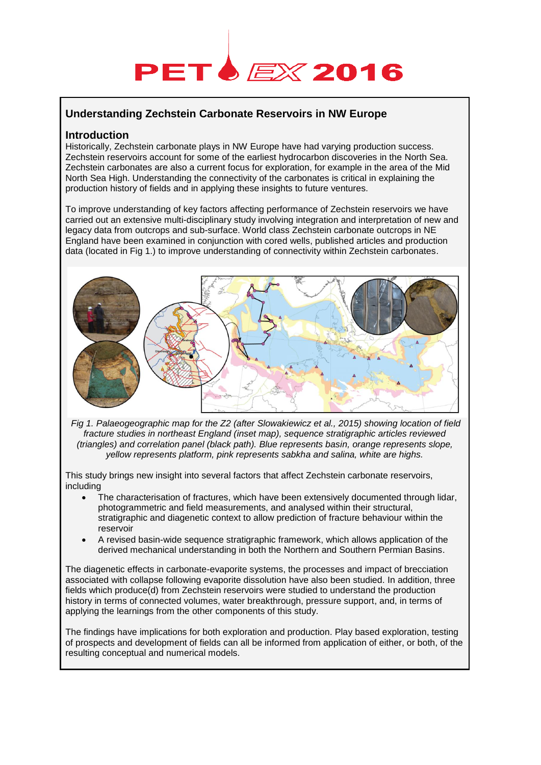# Understanding Zechstein Carbonate Reservoirs in NW Europe

## Introduction

Historically, Zechstein carbonate plays in NW Europe have had varying production success. Zechstein reservoirs account for some of the earliest hydrocarbon discoveries in the North Sea. Zechstein carbonates are also a current focus for exploration, for example in the area of the Mid North Sea High. Understanding the connectivity of the carbonates is critical in explaining the production history of fields and in applying these insights to future ventures.

To improve understanding of key factors affecting performance of Zechstein reservoirs we have carried out an extensive multi-disciplinary study involving integration and interpretation of new and legacy data from outcrops and sub-surface. World class Zechstein carbonate outcrops in NE England have been examined in conjunction with cored wells, published articles and production data (located in Fig 1.) to improve understanding of connectivity within Zechstein carbonates.

*Fig 1. Palaeogeographic map for the Z2 (after Slowakiewicz et al., 2015) showing location of field fracture studies in northeast England (inset map), sequence stratigraphic articles reviewed (triangles) and correlation panel (black path). Blue represents basin, orange represents slope, yellow represents platform, pink represents sabkha and salina, white are highs.*

This study brings new insight into several factors that affect Zechstein carbonate reservoirs, including

- The characterisation of fractures, which have been extensively documented through lidar, photogrammetric and field measurements, and analysed within their structural, stratigraphic and diagenetic context to allow prediction of fracture behaviour within the reservoir
- A revised basin-wide sequence stratigraphic framework, which allows application of the derived mechanical understanding in both the Northern and Southern Permian Basins.

The diagenetic effects in carbonate-evaporite systems, the processes and impact of brecciation associated with collapse following evaporite dissolution have also been studied. In addition, three fields which produce(d) from Zechstein reservoirs were studied to understand the production history in terms of connected volumes, water breakthrough, pressure support, and, in terms of applying the learnings from the other components of this study.

The findings have implications for both exploration and production. Play based exploration, testing of prospects and development of fields can all be informed from application of either, or both, of the resulting conceptual and numerical models.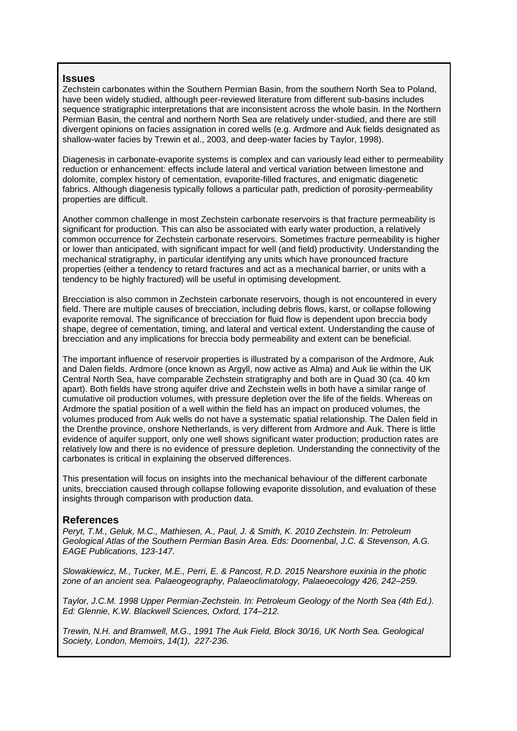## Issues

Zechstein carbonates within the Southern Permian Basin, from the southern North Sea to Poland, have been widely studied, although peer-reviewed literature from different sub-basins includes sequence stratigraphic interpretations that are inconsistent across the whole basin. In the Northern Permian Basin, the central and northern North Sea are relatively under-studied, and there are still divergent opinions on facies assignation in cored wells (e.g. Ardmore and Auk fields designated as shallow-water facies by Trewin et al., 2003, and deep-water facies by Taylor, 1998).

Diagenesis in carbonate-evaporite systems is complex and can variously lead either to permeability reduction or enhancement: effects include lateral and vertical variation between limestone and dolomite, complex history of cementation, evaporite-filled fractures, and enigmatic diagenetic fabrics. Although diagenesis typically follows a particular path, prediction of porosity-permeability properties are difficult.

Another common challenge in most Zechstein carbonate reservoirs is that fracture permeability is significant for production. This can also be associated with early water production, a relatively common occurrence for Zechstein carbonate reservoirs. Sometimes fracture permeability is higher or lower than anticipated, with significant impact for well (and field) productivity. Understanding the mechanical stratigraphy, in particular identifying any units which have pronounced fracture properties (either a tendency to retard fractures and act as a mechanical barrier, or units with a tendency to be highly fractured) will be useful in optimising development.

Brecciation is also common in Zechstein carbonate reservoirs, though is not encountered in every field. There are multiple causes of brecciation, including debris flows, karst, or collapse following evaporite removal. The significance of brecciation for fluid flow is dependent upon breccia body shape, degree of cementation, timing, and lateral and vertical extent. Understanding the cause of brecciation and any implications for breccia body permeability and extent can be beneficial.

The important influence of reservoir properties is illustrated by a comparison of the Ardmore, Auk and Dalen fields. Ardmore (once known as Argyll, now active as Alma) and Auk lie within the UK Central North Sea, have comparable Zechstein stratigraphy and both are in Quad 30 (ca. 40 km apart). Both fields have strong aquifer drive and Zechstein wells in both have a similar range of cumulative oil production volumes, with pressure depletion over the life of the fields. Whereas on Ardmore the spatial position of a well within the field has an impact on produced volumes, the volumes produced from Auk wells do not have a systematic spatial relationship. The Dalen field in the Drenthe province, onshore Netherlands, is very different from Ardmore and Auk. There is little evidence of aquifer support, only one well shows significant water production; production rates are relatively low and there is no evidence of pressure depletion. Understanding the connectivity of the carbonates is critical in explaining the observed differences.

This presentation will focus on insights into the mechanical behaviour of the different carbonate units, brecciation caused through collapse following evaporite dissolution, and evaluation of these insights through comparison with production data.

## References

*Peryt, T.M., Geluk, M.C., Mathiesen, A., Paul, J. & Smith, K. 2010 Zechstein. In: Petroleum Geological Atlas of the Southern Permian Basin Area. Eds: Doornenbal, J.C. & Stevenson, A.G. EAGE Publications, 123-147.*

*Slowakiewicz, M., Tucker, M.E., Perri, E. & Pancost, R.D. 2015 Nearshore euxinia in the photic zone of an ancient sea. Palaeogeography, Palaeoclimatology, Palaeoecology 426, 242–259.*

*Taylor, J.C.M. 1998 Upper Permian-Zechstein. In: Petroleum Geology of the North Sea (4th Ed.). Ed: Glennie, K.W. Blackwell Sciences, Oxford, 174–212.*

*Trewin, N.H. and Bramwell, M.G., 1991 The Auk Field, Block 30/16, UK North Sea. Geological Society, London, Memoirs, 14(1), 227-236.*